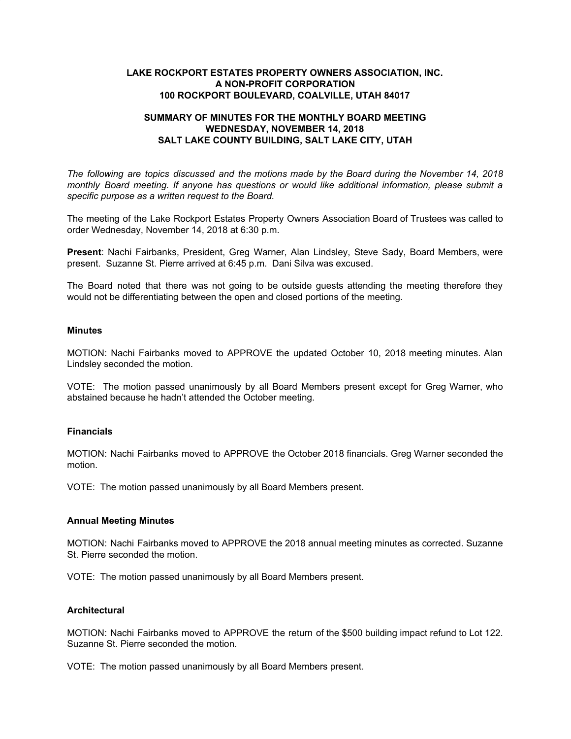**LAKE ROCKPORT ESTATES PROPERTY OWNERS ASSOCIATION, INC.**
**A NON-PROFIT CORPORATION**
**100 ROCKPORT BOULEVARD, COALVILLE, UTAH 84017**

**SUMMARY OF MINUTES FOR THE MONTHLY BOARD MEETING**
**WEDNESDAY, NOVEMBER 14, 2018**
**SALT LAKE COUNTY BUILDING, SALT LAKE CITY, UTAH**

*The following are topics discussed and the motions made by the Board during the November 14, 2018 monthly Board meeting. If anyone has questions or would like additional information, please submit a specific purpose as a written request to the Board.*

The meeting of the Lake Rockport Estates Property Owners Association Board of Trustees was called to order Wednesday, November 14, 2018 at 6:30 p.m.

**Present**: Nachi Fairbanks, President, Greg Warner, Alan Lindsley, Steve Sady, Board Members, were present. Suzanne St. Pierre arrived at 6:45 p.m. Dani Silva was excused.

The Board noted that there was not going to be outside guests attending the meeting therefore they would not be differentiating between the open and closed portions of the meeting.

**Minutes**

MOTION: Nachi Fairbanks moved to APPROVE the updated October 10, 2018 meeting minutes. Alan Lindsley seconded the motion.

VOTE: The motion passed unanimously by all Board Members present except for Greg Warner, who abstained because he hadn't attended the October meeting.

**Financials**

MOTION: Nachi Fairbanks moved to APPROVE the October 2018 financials. Greg Warner seconded the motion.

VOTE: The motion passed unanimously by all Board Members present.

**Annual Meeting Minutes**

MOTION: Nachi Fairbanks moved to APPROVE the 2018 annual meeting minutes as corrected. Suzanne St. Pierre seconded the motion.

VOTE: The motion passed unanimously by all Board Members present.

**Architectural**

MOTION: Nachi Fairbanks moved to APPROVE the return of the $500 building impact refund to Lot 122. Suzanne St. Pierre seconded the motion.

VOTE: The motion passed unanimously by all Board Members present.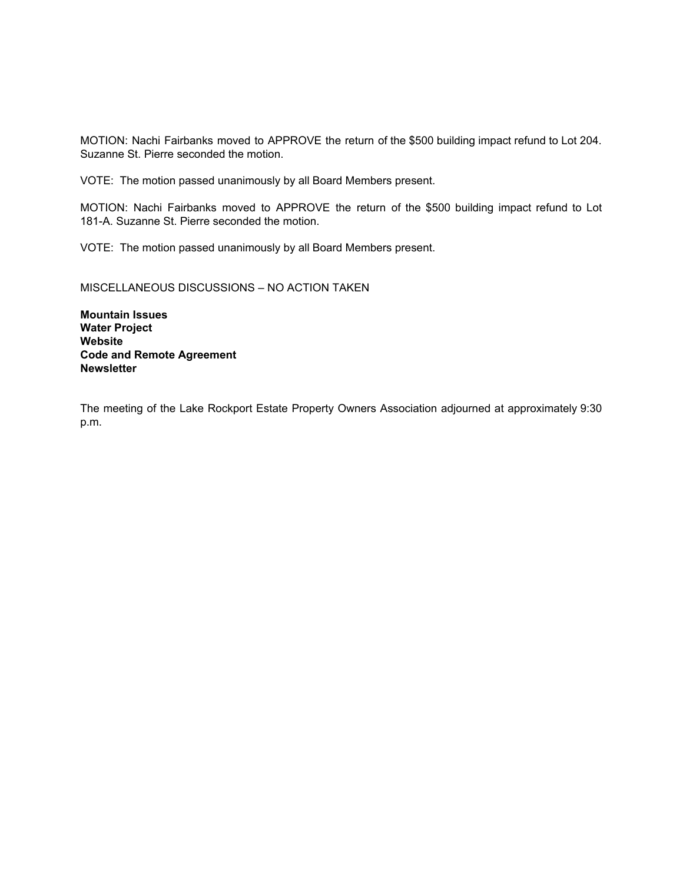MOTION: Nachi Fairbanks moved to APPROVE the return of the $500 building impact refund to Lot 204. Suzanne St. Pierre seconded the motion.

VOTE: The motion passed unanimously by all Board Members present.

MOTION: Nachi Fairbanks moved to APPROVE the return of the $500 building impact refund to Lot 181-A. Suzanne St. Pierre seconded the motion.

VOTE: The motion passed unanimously by all Board Members present.

MISCELLANEOUS DISCUSSIONS – NO ACTION TAKEN

**Mountain Issues**
**Water Project**
**Website**
**Code and Remote Agreement**
**Newsletter**

The meeting of the Lake Rockport Estate Property Owners Association adjourned at approximately 9:30 p.m.